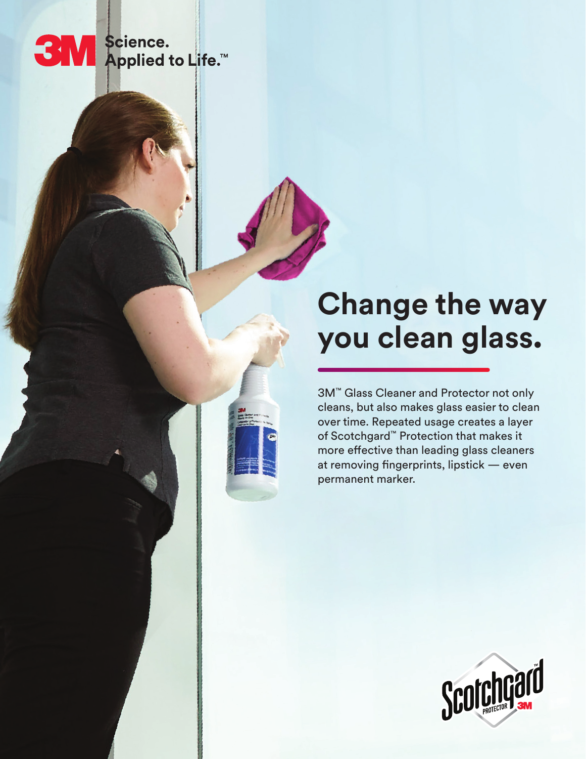3M Science. Applied to Life.™

# Change the way you clean glass.

3M™ Glass Cleaner and Protector not only cleans, but also makes glass easier to clean over time. Repeated usage creates a layer of Scotchgard™ Protection that makes it more effective than leading glass cleaners at removing fingerprints, lipstick — even permanent marker.

Scotchgard™ Protector 3M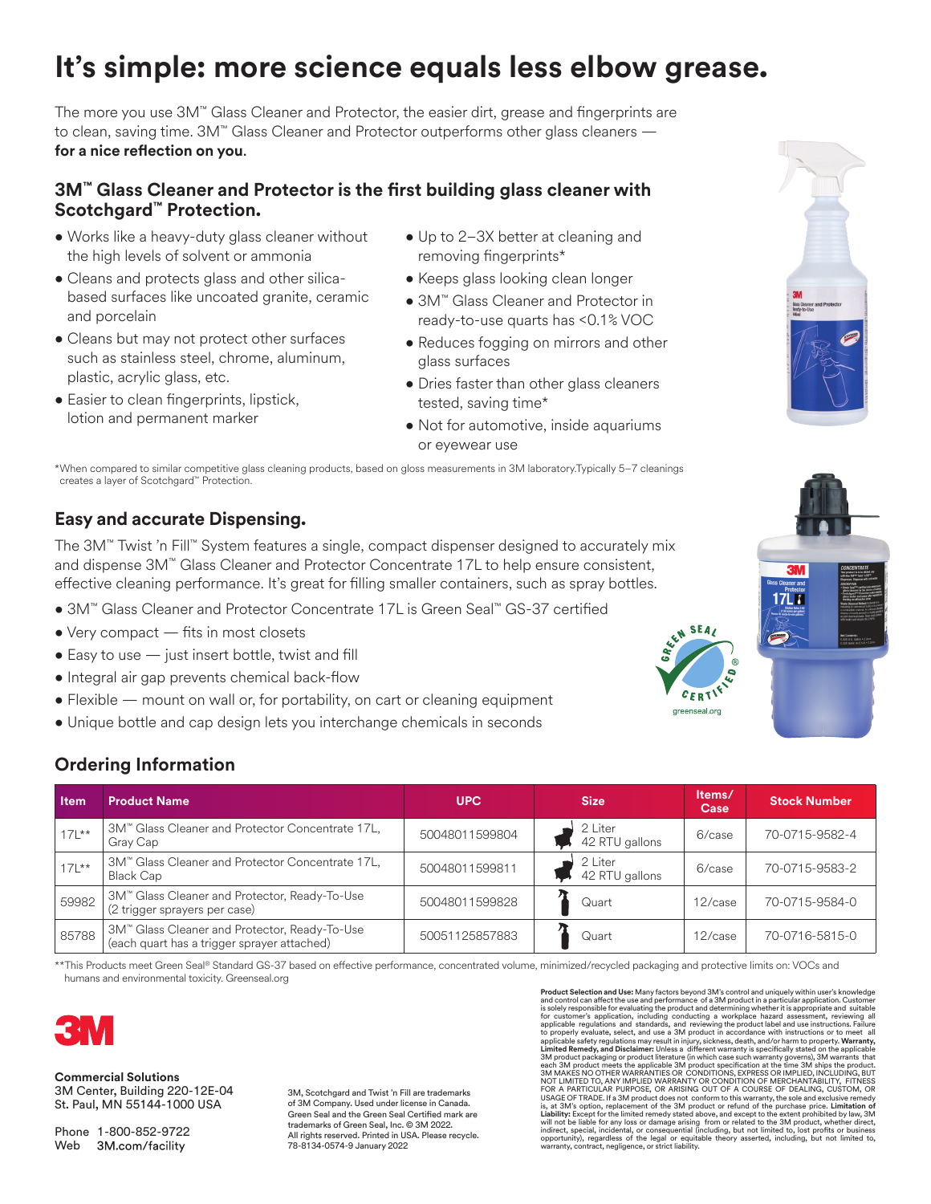# It's simple: more science equals less elbow grease.

The more you use 3M™ Glass Cleaner and Protector, the easier dirt, grease and fingerprints are to clean, saving time. 3M™ Glass Cleaner and Protector outperforms other glass cleaners — **for a nice reflection on you.**

## 3M™ Glass Cleaner and Protector is the first building glass cleaner with Scotchgard™ Protection.

- Works like a heavy-duty glass cleaner without the high levels of solvent or ammonia
- Cleans and protects glass and other silica-based surfaces like uncoated granite, ceramic and porcelain
- Cleans but may not protect other surfaces such as stainless steel, chrome, aluminum, plastic, acrylic glass, etc.
- Easier to clean fingerprints, lipstick, lotion and permanent marker
- Up to 2–3X better at cleaning and removing fingerprints*
- Keeps glass looking clean longer
- 3M™ Glass Cleaner and Protector in ready-to-use quarts has <0.1% VOC
- Reduces fogging on mirrors and other glass surfaces
- Dries faster than other glass cleaners tested, saving time*
- Not for automotive, inside aquariums or eyewear use

*When compared to similar competitive glass cleaning products, based on gloss measurements in 3M laboratory.Typically 5–7 cleanings creates a layer of Scotchgard™ Protection.

## Easy and accurate Dispensing.

The 3M™ Twist 'n Fill™ System features a single, compact dispenser designed to accurately mix and dispense 3M™ Glass Cleaner and Protector Concentrate 17L to help ensure consistent, effective cleaning performance. It's great for filling smaller containers, such as spray bottles.

- 3M™ Glass Cleaner and Protector Concentrate 17L is Green Seal™ GS-37 certified
- Very compact — fits in most closets
- Easy to use — just insert bottle, twist and fill
- Integral air gap prevents chemical back-flow
- Flexible — mount on wall or, for portability, on cart or cleaning equipment
- Unique bottle and cap design lets you interchange chemicals in seconds

GREEN SEAL CERTIFIED® greenseal.org

## Ordering Information

| Item | Product Name | UPC | Size | Items/ Case | Stock Number |
|---|---|---|---|---|---|
| 17L** | 3M™ Glass Cleaner and Protector Concentrate 17L, Gray Cap | 50048011599804 | 2 Liter 42 RTU gallons | 6/case | 70-0715-9582-4 |
| 17L** | 3M™ Glass Cleaner and Protector Concentrate 17L, Black Cap | 50048011599811 | 2 Liter 42 RTU gallons | 6/case | 70-0715-9583-2 |
| 59982 | 3M™ Glass Cleaner and Protector, Ready-To-Use (2 trigger sprayers per case) | 50048011599828 | Quart | 12/case | 70-0715-9584-0 |
| 85788 | 3M™ Glass Cleaner and Protector, Ready-To-Use (each quart has a trigger sprayer attached) | 50051125857883 | Quart | 12/case | 70-0716-5815-0 |

**This Products meet Green Seal® Standard GS-37 based on effective performance, concentrated volume, minimized/recycled packaging and protective limits on: VOCs and humans and environmental toxicity. Greenseal.org

3M

**Commercial Solutions**
3M Center, Building 220-12E-04
St. Paul, MN 55144-1000 USA

Phone 1-800-852-9722
Web 3M.com/facility

3M, Scotchgard and Twist 'n Fill are trademarks of 3M Company. Used under license in Canada. Green Seal and the Green Seal Certified mark are trademarks of Green Seal, Inc. © 3M 2022. All rights reserved. Printed in USA. Please recycle. 78-8134-0574-9 January 2022

**Product Selection and Use:** Many factors beyond 3M's control and uniquely within user's knowledge and control can affect the use and performance of a 3M product in a particular application. Customer is solely responsible for evaluating the product and determining whether it is appropriate and suitable for customer's application, including conducting a workplace hazard assessment, reviewing all applicable regulations and standards, and reviewing the product label and use instructions. Failure to properly evaluate, select, and use a 3M product in accordance with instructions or to meet all applicable safety regulations may result in injury, sickness, death, and/or harm to property. **Warranty, Limited Remedy, and Disclaimer:** Unless a different warranty is specifically stated on the applicable 3M product packaging or product literature (in which case such warranty governs), 3M warrants that each 3M product meets the applicable 3M product specification at the time 3M ships the product. 3M MAKES NO OTHER WARRANTIES OR CONDITIONS, EXPRESS OR IMPLIED, INCLUDING, BUT NOT LIMITED TO, ANY IMPLIED WARRANTY OR CONDITION OF MERCHANTABILITY, FITNESS FOR A PARTICULAR PURPOSE, OR ARISING OUT OF A COURSE OF DEALING, CUSTOM, OR USAGE OF TRADE. If a 3M product does not conform to this warranty, the sole and exclusive remedy is, at 3M's option, replacement of the 3M product or refund of the purchase price. **Limitation of Liability:** Except for the limited remedy stated above, and except to the extent prohibited by law, 3M will not be liable for any loss or damage arising from or related to the 3M product, whether direct, indirect, special, incidental, or consequential (including, but not limited to, lost profits or business opportunity), regardless of the legal or equitable theory asserted, including, but not limited to, warranty, contract, negligence, or strict liability.